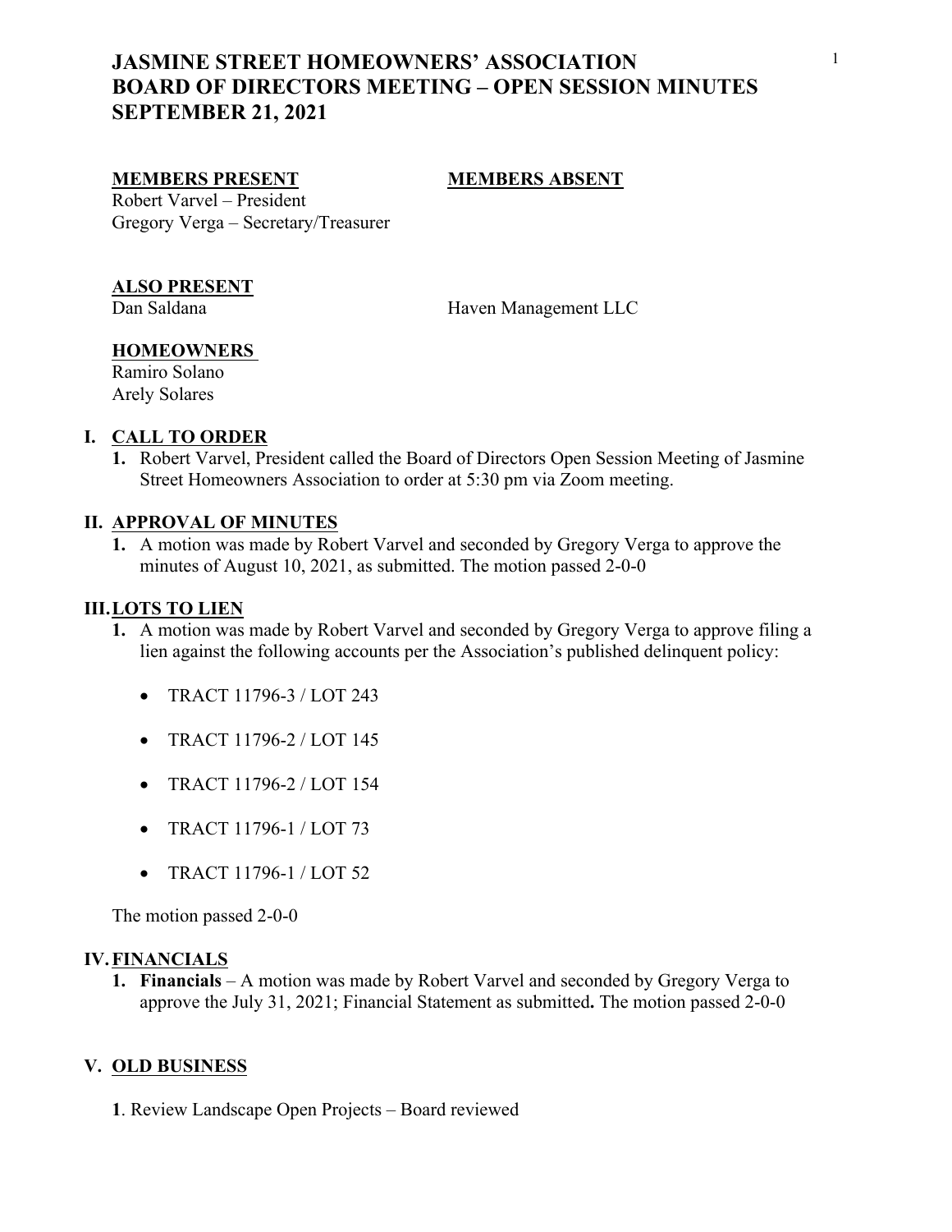# JASMINE STREET HOMEOWNERS' ASSOCIATION
# BOARD OF DIRECTORS MEETING – OPEN SESSION MINUTES
# SEPTEMBER 21, 2021

**MEMBERS PRESENT**

Robert Varvel – President
Gregory Verga – Secretary/Treasurer

**MEMBERS ABSENT**

**ALSO PRESENT**

Dan Saldana — Haven Management LLC

**HOMEOWNERS**

Ramiro Solano
Arely Solares

## I. CALL TO ORDER

1. Robert Varvel, President called the Board of Directors Open Session Meeting of Jasmine Street Homeowners Association to order at 5:30 pm via Zoom meeting.

## II. APPROVAL OF MINUTES

1. A motion was made by Robert Varvel and seconded by Gregory Verga to approve the minutes of August 10, 2021, as submitted. The motion passed 2-0-0

## III. LOTS TO LIEN

1. A motion was made by Robert Varvel and seconded by Gregory Verga to approve filing a lien against the following accounts per the Association's published delinquent policy:

   - TRACT 11796-3 / LOT 243
   - TRACT 11796-2 / LOT 145
   - TRACT 11796-2 / LOT 154
   - TRACT 11796-1 / LOT 73
   - TRACT 11796-1 / LOT 52

   The motion passed 2-0-0

## IV. FINANCIALS

1. **Financials** – A motion was made by Robert Varvel and seconded by Gregory Verga to approve the July 31, 2021; Financial Statement as submitted**.** The motion passed 2-0-0

## V. OLD BUSINESS

**1**. Review Landscape Open Projects – Board reviewed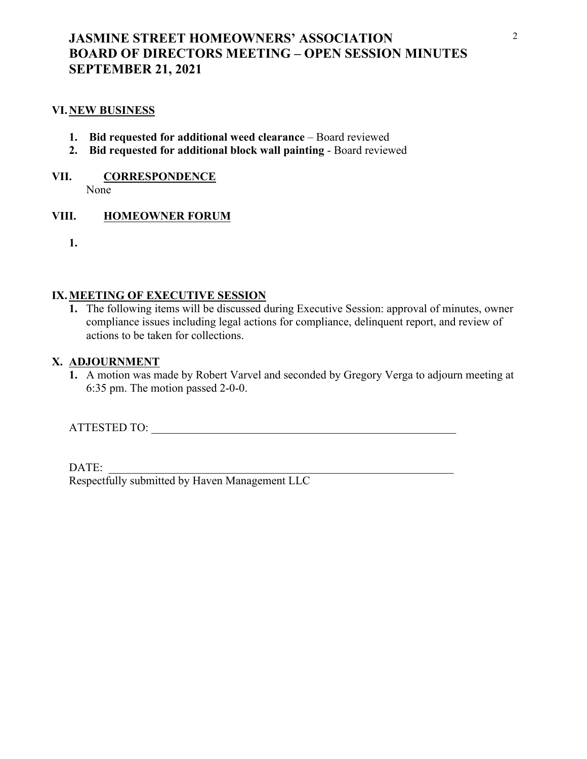# JASMINE STREET HOMEOWNERS' ASSOCIATION
# BOARD OF DIRECTORS MEETING – OPEN SESSION MINUTES
# SEPTEMBER 21, 2021

## VI. NEW BUSINESS

1. **Bid requested for additional weed clearance** – Board reviewed
2. **Bid requested for additional block wall painting** - Board reviewed

## VII. CORRESPONDENCE

None

## VIII. HOMEOWNER FORUM

1.

## IX. MEETING OF EXECUTIVE SESSION

1. The following items will be discussed during Executive Session: approval of minutes, owner compliance issues including legal actions for compliance, delinquent report, and review of actions to be taken for collections.

## X. ADJOURNMENT

1. A motion was made by Robert Varvel and seconded by Gregory Verga to adjourn meeting at 6:35 pm. The motion passed 2-0-0.

ATTESTED TO: \_\_\_\_\_\_\_\_\_\_\_\_\_\_\_\_\_\_\_\_\_\_\_\_\_\_\_\_\_\_\_\_\_\_\_\_\_\_\_\_\_\_\_\_\_\_\_\_

DATE: \_\_\_\_\_\_\_\_\_\_\_\_\_\_\_\_\_\_\_\_\_\_\_\_\_\_\_\_\_\_\_\_\_\_\_\_\_\_\_\_\_\_\_\_\_\_\_\_\_\_\_\_\_

Respectfully submitted by Haven Management LLC